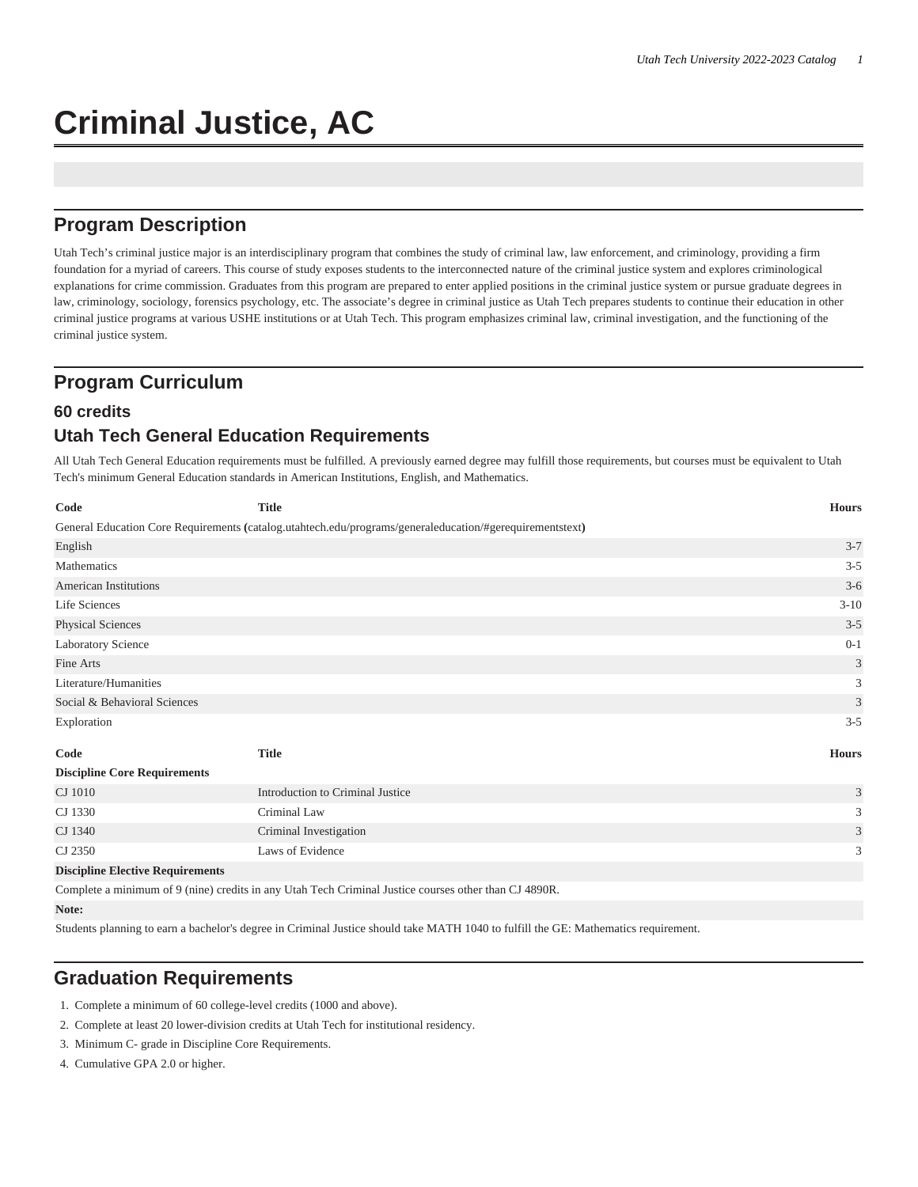# Criminal Justice, AC

## Program Description

Utah Tech's criminal justice major is an interdisciplinary program that combines the study of criminal law, law enforcement, and criminology, providing a firm foundation for a myriad of careers. This course of study exposes students to the interconnected nature of the criminal justice system and explores criminological explanations for crime commission. Graduates from this program are prepared to enter applied positions in the criminal justice system or pursue graduate degrees in law, criminology, sociology, forensics psychology, etc. The associate's degree in criminal justice as Utah Tech prepares students to continue their education in other criminal justice programs at various USHE institutions or at Utah Tech. This program emphasizes criminal law, criminal investigation, and the functioning of the criminal justice system.

## Program Curriculum

### 60 credits

### Utah Tech General Education Requirements

All Utah Tech General Education requirements must be fulfilled. A previously earned degree may fulfill those requirements, but courses must be equivalent to Utah Tech's minimum General Education standards in American Institutions, English, and Mathematics.

| Code | Title | Hours |
|---|---|---|
| General Education Core Requirements (catalog.utahtech.edu/programs/generaleducation/#gerequirementstext) | | |
| English | | 3-7 |
| Mathematics | | 3-5 |
| American Institutions | | 3-6 |
| Life Sciences | | 3-10 |
| Physical Sciences | | 3-5 |
| Laboratory Science | | 0-1 |
| Fine Arts | | 3 |
| Literature/Humanities | | 3 |
| Social & Behavioral Sciences | | 3 |
| Exploration | | 3-5 |

| Code | Title | Hours |
|---|---|---|
| **Discipline Core Requirements** | | |
| CJ 1010 | Introduction to Criminal Justice | 3 |
| CJ 1330 | Criminal Law | 3 |
| CJ 1340 | Criminal Investigation | 3 |
| CJ 2350 | Laws of Evidence | 3 |
| **Discipline Elective Requirements** | | |
| Complete a minimum of 9 (nine) credits in any Utah Tech Criminal Justice courses other than CJ 4890R. | | |
| **Note:** | | |
| Students planning to earn a bachelor's degree in Criminal Justice should take MATH 1040 to fulfill the GE: Mathematics requirement. | | |

## Graduation Requirements

1. Complete a minimum of 60 college-level credits (1000 and above).
2. Complete at least 20 lower-division credits at Utah Tech for institutional residency.
3. Minimum C- grade in Discipline Core Requirements.
4. Cumulative GPA 2.0 or higher.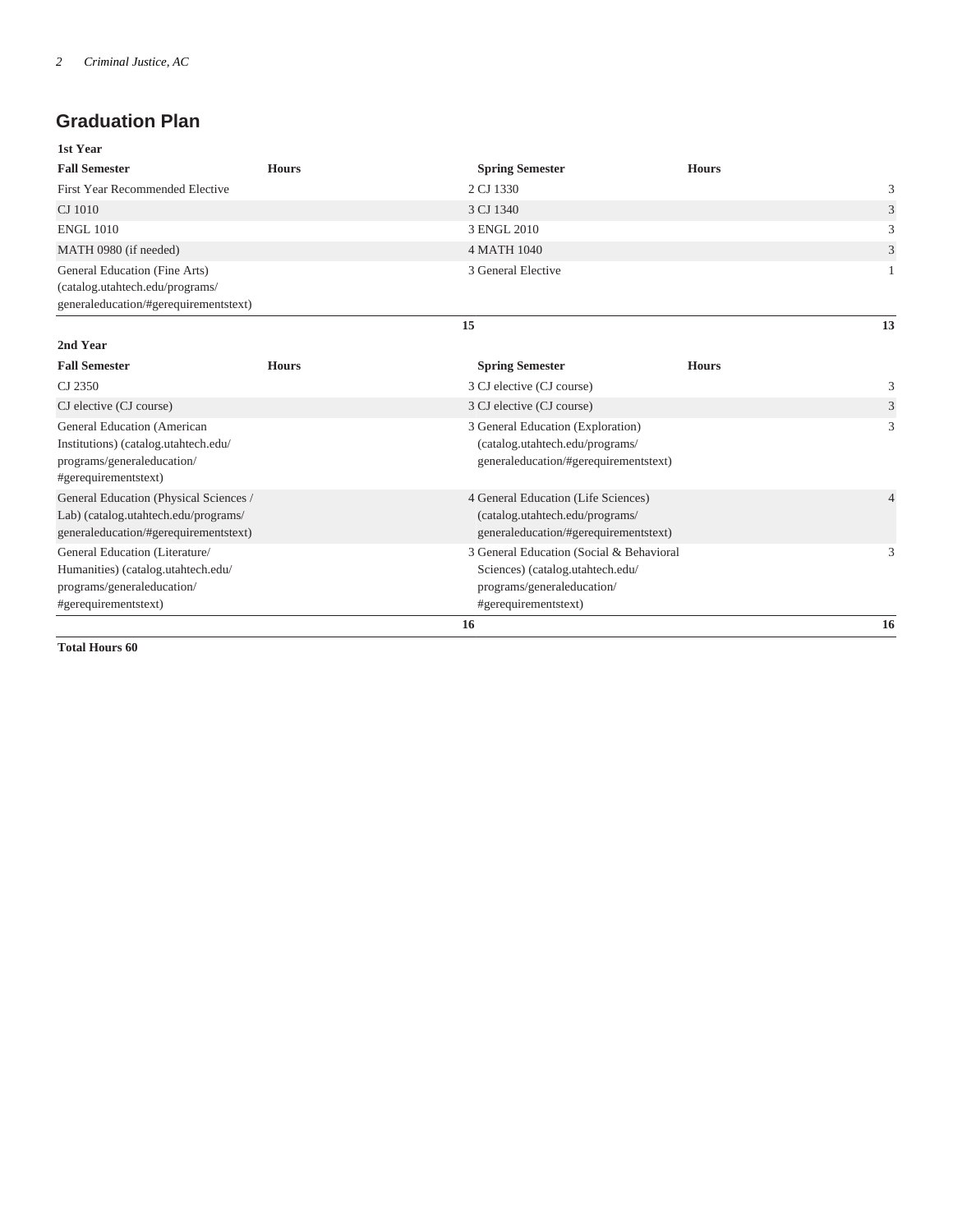## Graduation Plan

| 1st Year | | | |
|---|---|---|---|
| **Fall Semester** | **Hours** | **Spring Semester** | **Hours** |
| First Year Recommended Elective | 2 | CJ 1330 | 3 |
| CJ 1010 | 3 | CJ 1340 | 3 |
| ENGL 1010 | 3 | ENGL 2010 | 3 |
| MATH 0980 (if needed) | 4 | MATH 1040 | 3 |
| General Education (Fine Arts) (catalog.utahtech.edu/programs/generaleducation/#gerequirementstext) | 3 | General Elective | 1 |
| | **15** | | **13** |

| 2nd Year | | | |
|---|---|---|---|
| **Fall Semester** | **Hours** | **Spring Semester** | **Hours** |
| CJ 2350 | 3 | CJ elective (CJ course) | 3 |
| CJ elective (CJ course) | 3 | CJ elective (CJ course) | 3 |
| General Education (American Institutions) (catalog.utahtech.edu/programs/generaleducation/#gerequirementstext) | 3 | General Education (Exploration) (catalog.utahtech.edu/programs/generaleducation/#gerequirementstext) | 3 |
| General Education (Physical Sciences / Lab) (catalog.utahtech.edu/programs/generaleducation/#gerequirementstext) | 4 | General Education (Life Sciences) (catalog.utahtech.edu/programs/generaleducation/#gerequirementstext) | 4 |
| General Education (Literature/Humanities) (catalog.utahtech.edu/programs/generaleducation/#gerequirementstext) | 3 | General Education (Social & Behavioral Sciences) (catalog.utahtech.edu/programs/generaleducation/#gerequirementstext) | 3 |
| | **16** | | **16** |

**Total Hours 60**